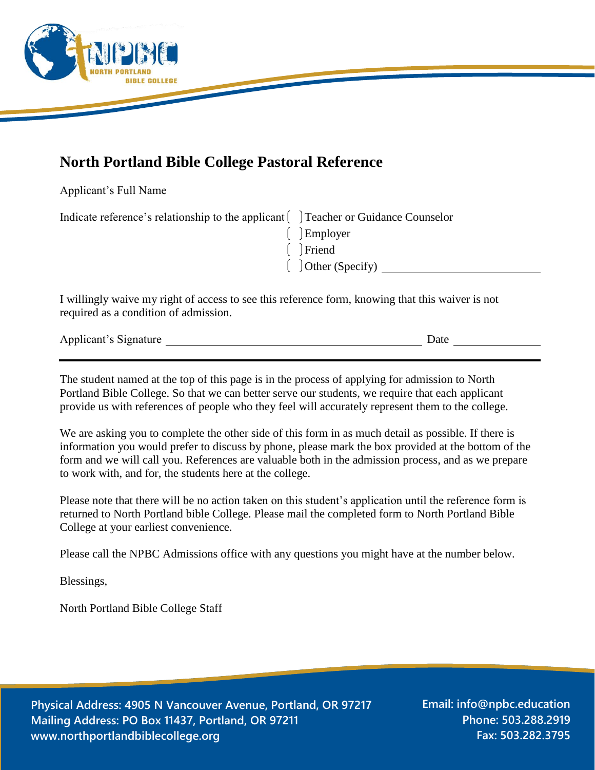# North Portland Bible College Pastoral Reference

Applicant's Full Name

Indicate reference's relationship to the applicant

- [ ] Teacher or Guidance Counselor
- [ ] Employer
- [ ] Friend
- [ ] Other (Specify) ____________________

I willingly waive my right of access to see this reference form, knowing that this waiver is not required as a condition of admission.

Applicant's Signature ________________________________ Date ______________

---

The student named at the top of this page is in the process of applying for admission to North Portland Bible College. So that we can better serve our students, we require that each applicant provide us with references of people who they feel will accurately represent them to the college.

We are asking you to complete the other side of this form in as much detail as possible. If there is information you would prefer to discuss by phone, please mark the box provided at the bottom of the form and we will call you. References are valuable both in the admission process, and as we prepare to work with, and for, the students here at the college.

Please note that there will be no action taken on this student's application until the reference form is returned to North Portland bible College. Please mail the completed form to North Portland Bible College at your earliest convenience.

Please call the NPBC Admissions office with any questions you might have at the number below.

Blessings,

North Portland Bible College Staff

**Physical Address: 4905 N Vancouver Avenue, Portland, OR 97217**
**Mailing Address: PO Box 11437, Portland, OR 97211**
**www.northportlandbiblecollege.org**

**Email: info@npbc.education**
**Phone: 503.288.2919**
**Fax: 503.282.3795**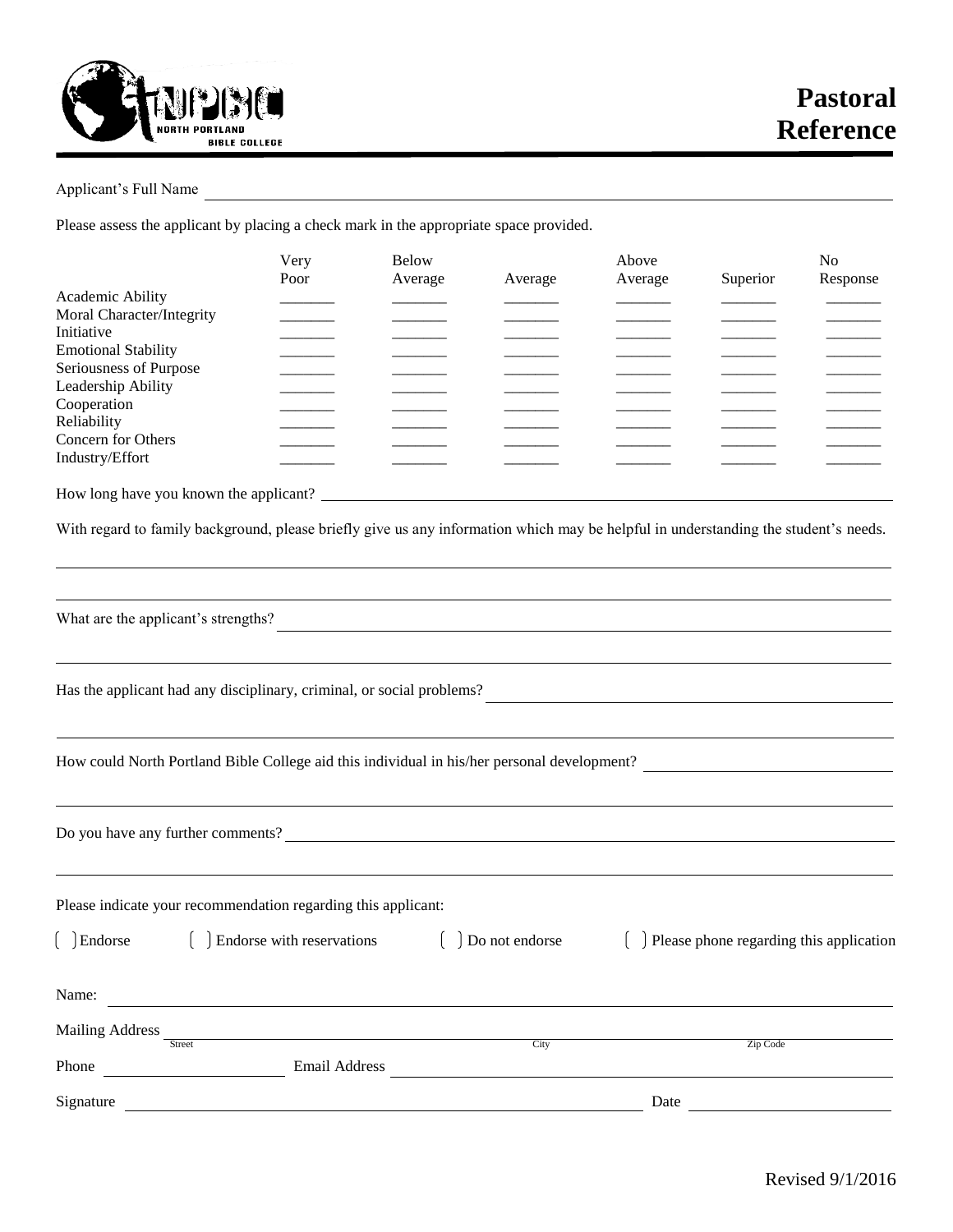NORTH PORTLAND BIBLE COLLEGE

# Pastoral Reference

Applicant's Full Name ______________________________

Please assess the applicant by placing a check mark in the appropriate space provided.

| | Very Poor | Below Average | Average | Above Average | Superior | No Response |
|---|---|---|---|---|---|---|
| Academic Ability | _______ | _______ | _______ | _______ | _______ | _______ |
| Moral Character/Integrity | _______ | _______ | _______ | _______ | _______ | _______ |
| Initiative | _______ | _______ | _______ | _______ | _______ | _______ |
| Emotional Stability | _______ | _______ | _______ | _______ | _______ | _______ |
| Seriousness of Purpose | _______ | _______ | _______ | _______ | _______ | _______ |
| Leadership Ability | _______ | _______ | _______ | _______ | _______ | _______ |
| Cooperation | _______ | _______ | _______ | _______ | _______ | _______ |
| Reliability | _______ | _______ | _______ | _______ | _______ | _______ |
| Concern for Others | _______ | _______ | _______ | _______ | _______ | _______ |
| Industry/Effort | _______ | _______ | _______ | _______ | _______ | _______ |

How long have you known the applicant? ______________________________

With regard to family background, please briefly give us any information which may be helpful in understanding the student's needs.

______________________________

______________________________

What are the applicant's strengths? ______________________________

______________________________

Has the applicant had any disciplinary, criminal, or social problems? ______________________________

______________________________

How could North Portland Bible College aid this individual in his/her personal development? ______________________________

______________________________

Do you have any further comments? ______________________________

______________________________

Please indicate your recommendation regarding this applicant:

[ ] Endorse [ ] Endorse with reservations [ ] Do not endorse [ ] Please phone regarding this application

Name: ______________________________

Mailing Address ______________________________
Street City Zip Code

Phone ______________________ Email Address ______________________________

Signature ______________________________ Date ______________________

Revised 9/1/2016